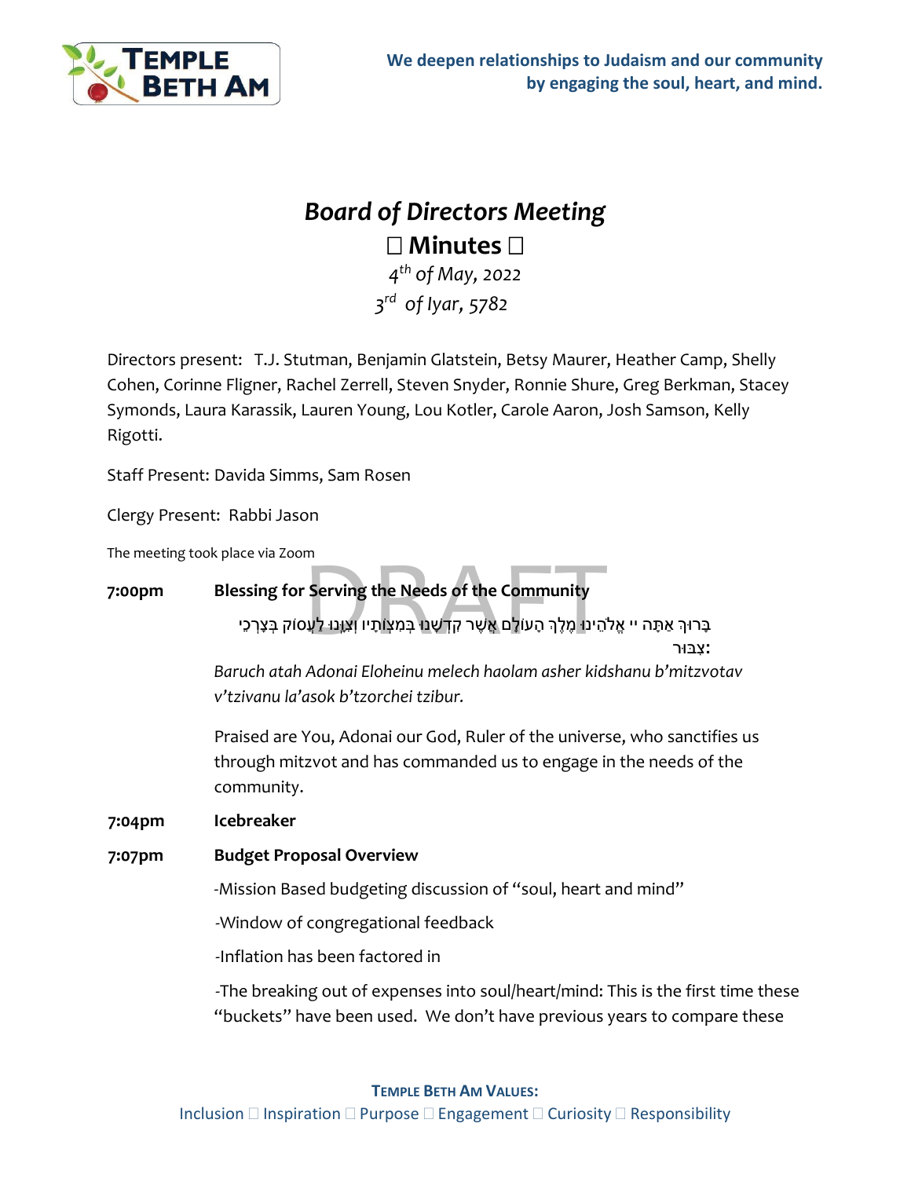We deepen relationships to Judaism and our community by engaging the soul, heart, and mind.

# *Board of Directors Meeting*

## □ Minutes □

*4th of May, 2022*

*3rd of Iyar, 5782*

Directors present: T.J. Stutman, Benjamin Glatstein, Betsy Maurer, Heather Camp, Shelly Cohen, Corinne Fligner, Rachel Zerrell, Steven Snyder, Ronnie Shure, Greg Berkman, Stacey Symonds, Laura Karassik, Lauren Young, Lou Kotler, Carole Aaron, Josh Samson, Kelly Rigotti.

Staff Present: Davida Simms, Sam Rosen

Clergy Present: Rabbi Jason

The meeting took place via Zoom

**7:00pm** **Blessing for Serving the Needs of the Community**

בָּרוּךְ אַתָּה יי אֱלֹהֵינוּ מֶלֶךְ הָעוֹלָם אֲשֶׁר קִדְּשָׁנוּ בְּמִצְוֹתָיו וְצִוָּנוּ לַעֲסוֹק בְּצָרְכֵי צִבּוּר:

*Baruch atah Adonai Eloheinu melech haolam asher kidshanu b'mitzvotav v'tzivanu la'asok b'tzorchei tzibur.*

Praised are You, Adonai our God, Ruler of the universe, who sanctifies us through mitzvot and has commanded us to engage in the needs of the community.

**7:04pm** **Icebreaker**

**7:07pm** **Budget Proposal Overview**

-Mission Based budgeting discussion of "soul, heart and mind"

-Window of congregational feedback

-Inflation has been factored in

-The breaking out of expenses into soul/heart/mind: This is the first time these "buckets" have been used. We don't have previous years to compare these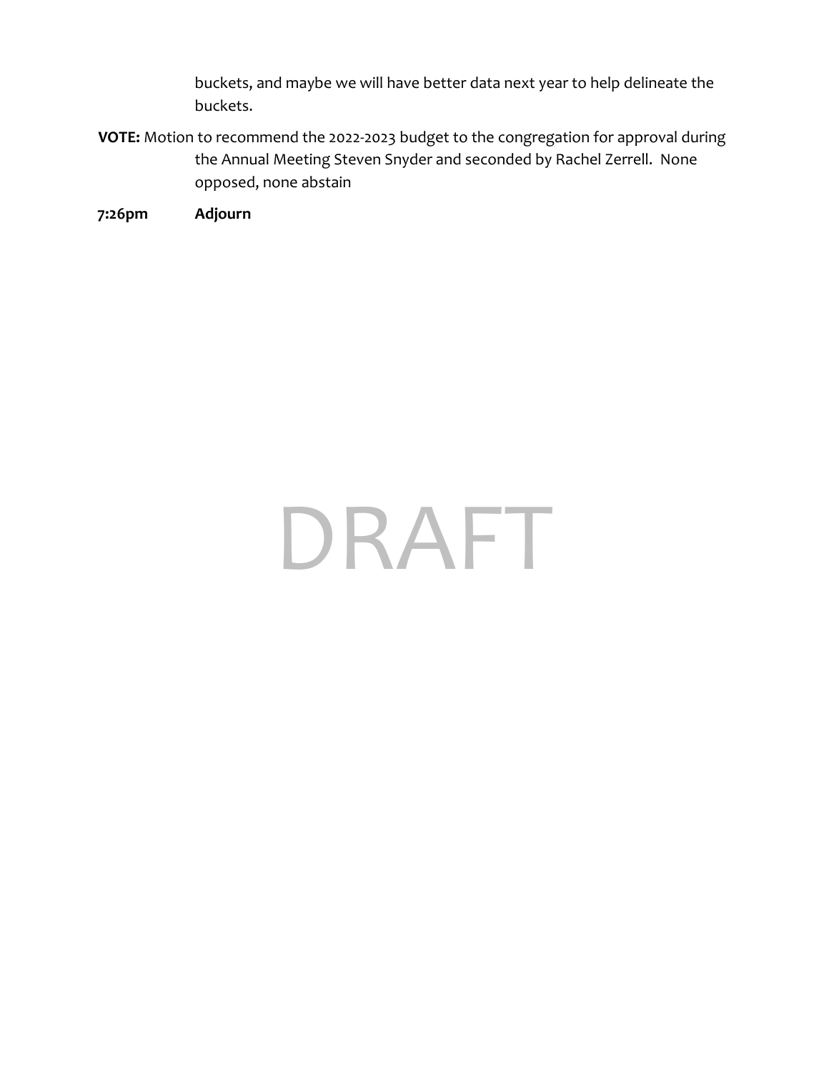buckets, and maybe we will have better data next year to help delineate the buckets.

**VOTE:** Motion to recommend the 2022-2023 budget to the congregation for approval during the Annual Meeting Steven Snyder and seconded by Rachel Zerrell. None opposed, none abstain

**7:26pm** **Adjourn**

DRAFT